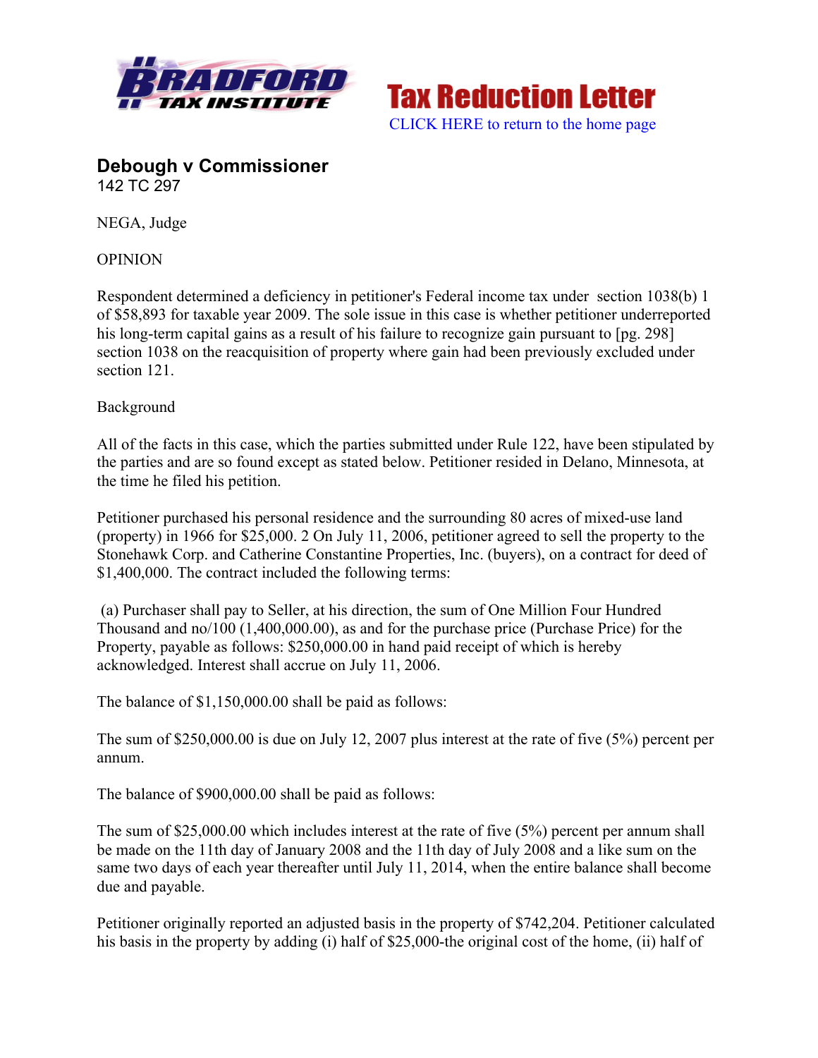# Debough v Commissioner

142 TC 297

NEGA, Judge

OPINION

Respondent determined a deficiency in petitioner's Federal income tax under section 1038(b) 1 of $58,893 for taxable year 2009. The sole issue in this case is whether petitioner underreported his long-term capital gains as a result of his failure to recognize gain pursuant to [pg. 298] section 1038 on the reacquisition of property where gain had been previously excluded under section 121.

Background

All of the facts in this case, which the parties submitted under Rule 122, have been stipulated by the parties and are so found except as stated below. Petitioner resided in Delano, Minnesota, at the time he filed his petition.

Petitioner purchased his personal residence and the surrounding 80 acres of mixed-use land (property) in 1966 for $25,000. 2 On July 11, 2006, petitioner agreed to sell the property to the Stonehawk Corp. and Catherine Constantine Properties, Inc. (buyers), on a contract for deed of $1,400,000. The contract included the following terms:

(a) Purchaser shall pay to Seller, at his direction, the sum of One Million Four Hundred Thousand and no/100 (1,400,000.00), as and for the purchase price (Purchase Price) for the Property, payable as follows: $250,000.00 in hand paid receipt of which is hereby acknowledged. Interest shall accrue on July 11, 2006.

The balance of $1,150,000.00 shall be paid as follows:

The sum of $250,000.00 is due on July 12, 2007 plus interest at the rate of five (5%) percent per annum.

The balance of $900,000.00 shall be paid as follows:

The sum of $25,000.00 which includes interest at the rate of five (5%) percent per annum shall be made on the 11th day of January 2008 and the 11th day of July 2008 and a like sum on the same two days of each year thereafter until July 11, 2014, when the entire balance shall become due and payable.

Petitioner originally reported an adjusted basis in the property of $742,204. Petitioner calculated his basis in the property by adding (i) half of $25,000-the original cost of the home, (ii) half of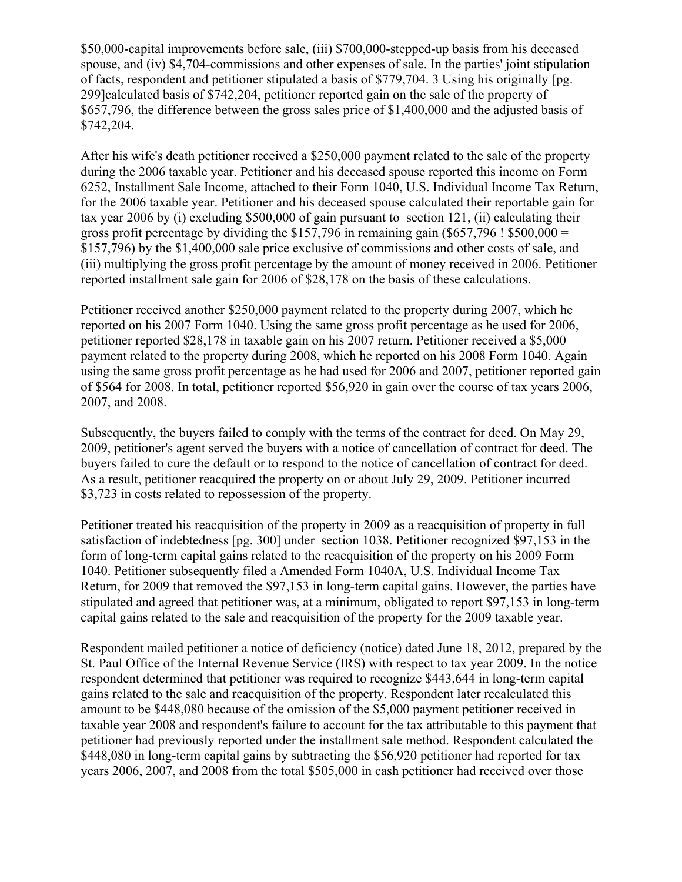$50,000-capital improvements before sale, (iii) $700,000-stepped-up basis from his deceased spouse, and (iv) $4,704-commissions and other expenses of sale. In the parties' joint stipulation of facts, respondent and petitioner stipulated a basis of $779,704. 3 Using his originally [pg. 299]calculated basis of $742,204, petitioner reported gain on the sale of the property of $657,796, the difference between the gross sales price of $1,400,000 and the adjusted basis of $742,204.

After his wife's death petitioner received a $250,000 payment related to the sale of the property during the 2006 taxable year. Petitioner and his deceased spouse reported this income on Form 6252, Installment Sale Income, attached to their Form 1040, U.S. Individual Income Tax Return, for the 2006 taxable year. Petitioner and his deceased spouse calculated their reportable gain for tax year 2006 by (i) excluding $500,000 of gain pursuant to section 121, (ii) calculating their gross profit percentage by dividing the $157,796 in remaining gain ($657,796 ! $500,000 = $157,796) by the $1,400,000 sale price exclusive of commissions and other costs of sale, and (iii) multiplying the gross profit percentage by the amount of money received in 2006. Petitioner reported installment sale gain for 2006 of $28,178 on the basis of these calculations.

Petitioner received another $250,000 payment related to the property during 2007, which he reported on his 2007 Form 1040. Using the same gross profit percentage as he used for 2006, petitioner reported $28,178 in taxable gain on his 2007 return. Petitioner received a $5,000 payment related to the property during 2008, which he reported on his 2008 Form 1040. Again using the same gross profit percentage as he had used for 2006 and 2007, petitioner reported gain of $564 for 2008. In total, petitioner reported $56,920 in gain over the course of tax years 2006, 2007, and 2008.

Subsequently, the buyers failed to comply with the terms of the contract for deed. On May 29, 2009, petitioner's agent served the buyers with a notice of cancellation of contract for deed. The buyers failed to cure the default or to respond to the notice of cancellation of contract for deed. As a result, petitioner reacquired the property on or about July 29, 2009. Petitioner incurred $3,723 in costs related to repossession of the property.

Petitioner treated his reacquisition of the property in 2009 as a reacquisition of property in full satisfaction of indebtedness [pg. 300] under section 1038. Petitioner recognized $97,153 in the form of long-term capital gains related to the reacquisition of the property on his 2009 Form 1040. Petitioner subsequently filed a Amended Form 1040A, U.S. Individual Income Tax Return, for 2009 that removed the $97,153 in long-term capital gains. However, the parties have stipulated and agreed that petitioner was, at a minimum, obligated to report $97,153 in long-term capital gains related to the sale and reacquisition of the property for the 2009 taxable year.

Respondent mailed petitioner a notice of deficiency (notice) dated June 18, 2012, prepared by the St. Paul Office of the Internal Revenue Service (IRS) with respect to tax year 2009. In the notice respondent determined that petitioner was required to recognize $443,644 in long-term capital gains related to the sale and reacquisition of the property. Respondent later recalculated this amount to be $448,080 because of the omission of the $5,000 payment petitioner received in taxable year 2008 and respondent's failure to account for the tax attributable to this payment that petitioner had previously reported under the installment sale method. Respondent calculated the $448,080 in long-term capital gains by subtracting the $56,920 petitioner had reported for tax years 2006, 2007, and 2008 from the total $505,000 in cash petitioner had received over those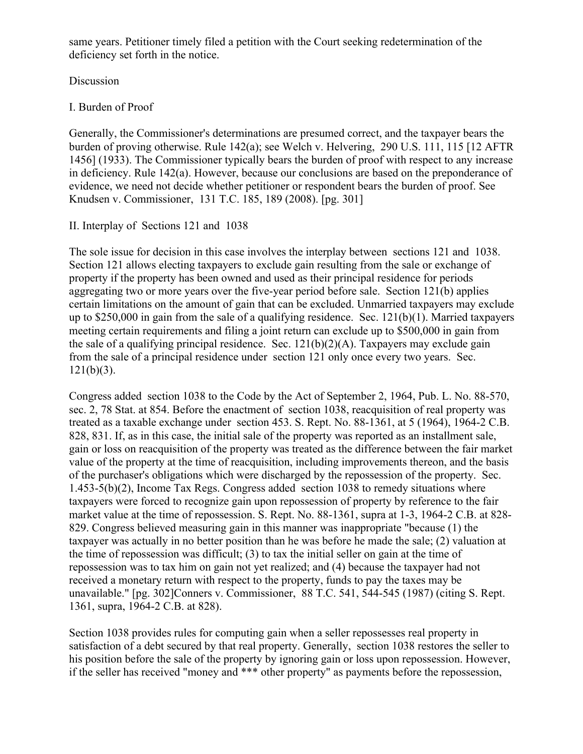same years. Petitioner timely filed a petition with the Court seeking redetermination of the deficiency set forth in the notice.

## Discussion

### I. Burden of Proof

Generally, the Commissioner's determinations are presumed correct, and the taxpayer bears the burden of proving otherwise. Rule 142(a); see Welch v. Helvering, 290 U.S. 111, 115 [12 AFTR 1456] (1933). The Commissioner typically bears the burden of proof with respect to any increase in deficiency. Rule 142(a). However, because our conclusions are based on the preponderance of evidence, we need not decide whether petitioner or respondent bears the burden of proof. See Knudsen v. Commissioner, 131 T.C. 185, 189 (2008). [pg. 301]

### II. Interplay of Sections 121 and 1038

The sole issue for decision in this case involves the interplay between sections 121 and 1038. Section 121 allows electing taxpayers to exclude gain resulting from the sale or exchange of property if the property has been owned and used as their principal residence for periods aggregating two or more years over the five-year period before sale. Section 121(b) applies certain limitations on the amount of gain that can be excluded. Unmarried taxpayers may exclude up to $250,000 in gain from the sale of a qualifying residence. Sec. 121(b)(1). Married taxpayers meeting certain requirements and filing a joint return can exclude up to $500,000 in gain from the sale of a qualifying principal residence. Sec. 121(b)(2)(A). Taxpayers may exclude gain from the sale of a principal residence under section 121 only once every two years. Sec. 121(b)(3).

Congress added section 1038 to the Code by the Act of September 2, 1964, Pub. L. No. 88-570, sec. 2, 78 Stat. at 854. Before the enactment of section 1038, reacquisition of real property was treated as a taxable exchange under section 453. S. Rept. No. 88-1361, at 5 (1964), 1964-2 C.B. 828, 831. If, as in this case, the initial sale of the property was reported as an installment sale, gain or loss on reacquisition of the property was treated as the difference between the fair market value of the property at the time of reacquisition, including improvements thereon, and the basis of the purchaser's obligations which were discharged by the repossession of the property. Sec. 1.453-5(b)(2), Income Tax Regs. Congress added section 1038 to remedy situations where taxpayers were forced to recognize gain upon repossession of property by reference to the fair market value at the time of repossession. S. Rept. No. 88-1361, supra at 1-3, 1964-2 C.B. at 828-829. Congress believed measuring gain in this manner was inappropriate "because (1) the taxpayer was actually in no better position than he was before he made the sale; (2) valuation at the time of repossession was difficult; (3) to tax the initial seller on gain at the time of repossession was to tax him on gain not yet realized; and (4) because the taxpayer had not received a monetary return with respect to the property, funds to pay the taxes may be unavailable." [pg. 302]Conners v. Commissioner, 88 T.C. 541, 544-545 (1987) (citing S. Rept. 1361, supra, 1964-2 C.B. at 828).

Section 1038 provides rules for computing gain when a seller repossesses real property in satisfaction of a debt secured by that real property. Generally, section 1038 restores the seller to his position before the sale of the property by ignoring gain or loss upon repossession. However, if the seller has received "money and *** other property" as payments before the repossession,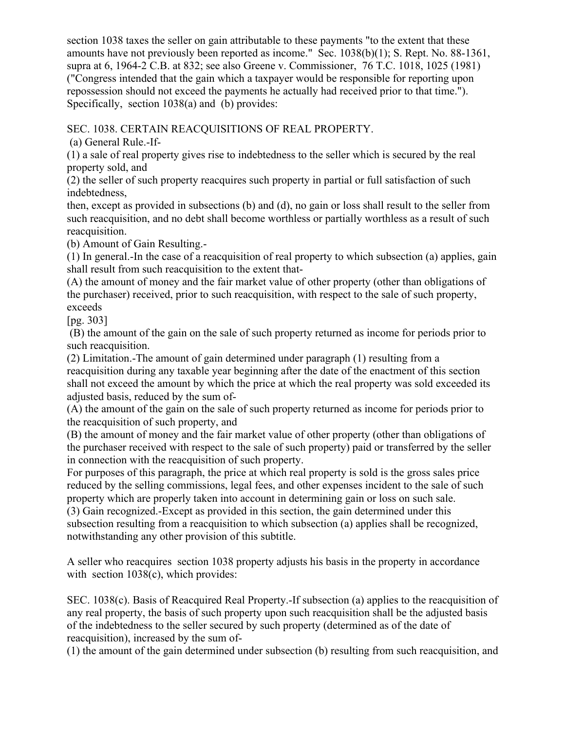section 1038 taxes the seller on gain attributable to these payments "to the extent that these amounts have not previously been reported as income." Sec. 1038(b)(1); S. Rept. No. 88-1361, supra at 6, 1964-2 C.B. at 832; see also Greene v. Commissioner, 76 T.C. 1018, 1025 (1981) ("Congress intended that the gain which a taxpayer would be responsible for reporting upon repossession should not exceed the payments he actually had received prior to that time."). Specifically, section 1038(a) and (b) provides:

SEC. 1038. CERTAIN REACQUISITIONS OF REAL PROPERTY.

(a) General Rule.-If-

(1) a sale of real property gives rise to indebtedness to the seller which is secured by the real property sold, and

(2) the seller of such property reacquires such property in partial or full satisfaction of such indebtedness,

then, except as provided in subsections (b) and (d), no gain or loss shall result to the seller from such reacquisition, and no debt shall become worthless or partially worthless as a result of such reacquisition.

(b) Amount of Gain Resulting.-

(1) In general.-In the case of a reacquisition of real property to which subsection (a) applies, gain shall result from such reacquisition to the extent that-

(A) the amount of money and the fair market value of other property (other than obligations of the purchaser) received, prior to such reacquisition, with respect to the sale of such property, exceeds

[pg. 303]

(B) the amount of the gain on the sale of such property returned as income for periods prior to such reacquisition.

(2) Limitation.-The amount of gain determined under paragraph (1) resulting from a reacquisition during any taxable year beginning after the date of the enactment of this section shall not exceed the amount by which the price at which the real property was sold exceeded its adjusted basis, reduced by the sum of-

(A) the amount of the gain on the sale of such property returned as income for periods prior to the reacquisition of such property, and

(B) the amount of money and the fair market value of other property (other than obligations of the purchaser received with respect to the sale of such property) paid or transferred by the seller in connection with the reacquisition of such property.

For purposes of this paragraph, the price at which real property is sold is the gross sales price reduced by the selling commissions, legal fees, and other expenses incident to the sale of such property which are properly taken into account in determining gain or loss on such sale.

(3) Gain recognized.-Except as provided in this section, the gain determined under this subsection resulting from a reacquisition to which subsection (a) applies shall be recognized, notwithstanding any other provision of this subtitle.

A seller who reacquires section 1038 property adjusts his basis in the property in accordance with section 1038(c), which provides:

SEC. 1038(c). Basis of Reacquired Real Property.-If subsection (a) applies to the reacquisition of any real property, the basis of such property upon such reacquisition shall be the adjusted basis of the indebtedness to the seller secured by such property (determined as of the date of reacquisition), increased by the sum of-

(1) the amount of the gain determined under subsection (b) resulting from such reacquisition, and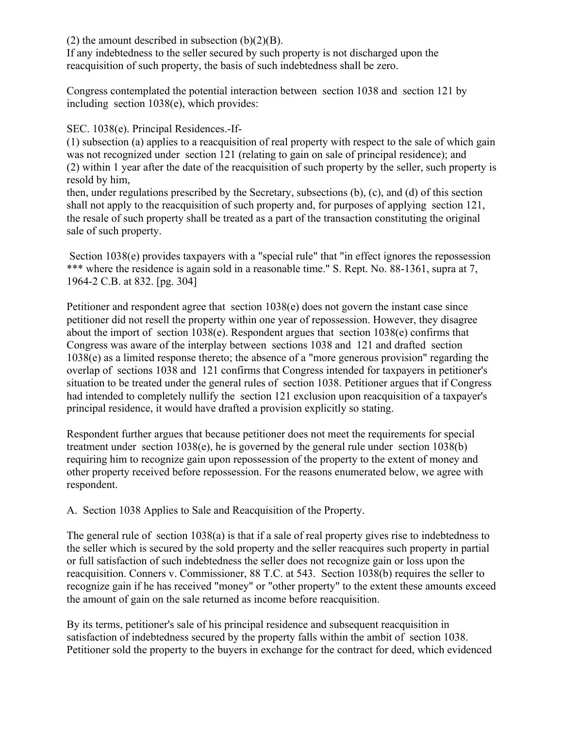(2) the amount described in subsection (b)(2)(B).
If any indebtedness to the seller secured by such property is not discharged upon the reacquisition of such property, the basis of such indebtedness shall be zero.

Congress contemplated the potential interaction between section 1038 and section 121 by including section 1038(e), which provides:

SEC. 1038(e). Principal Residences.-If-
(1) subsection (a) applies to a reacquisition of real property with respect to the sale of which gain was not recognized under section 121 (relating to gain on sale of principal residence); and
(2) within 1 year after the date of the reacquisition of such property by the seller, such property is resold by him,
then, under regulations prescribed by the Secretary, subsections (b), (c), and (d) of this section shall not apply to the reacquisition of such property and, for purposes of applying section 121, the resale of such property shall be treated as a part of the transaction constituting the original sale of such property.

Section 1038(e) provides taxpayers with a "special rule" that "in effect ignores the repossession *** where the residence is again sold in a reasonable time." S. Rept. No. 88-1361, supra at 7, 1964-2 C.B. at 832. [pg. 304]

Petitioner and respondent agree that section 1038(e) does not govern the instant case since petitioner did not resell the property within one year of repossession. However, they disagree about the import of section 1038(e). Respondent argues that section 1038(e) confirms that Congress was aware of the interplay between sections 1038 and 121 and drafted section 1038(e) as a limited response thereto; the absence of a "more generous provision" regarding the overlap of sections 1038 and 121 confirms that Congress intended for taxpayers in petitioner's situation to be treated under the general rules of section 1038. Petitioner argues that if Congress had intended to completely nullify the section 121 exclusion upon reacquisition of a taxpayer's principal residence, it would have drafted a provision explicitly so stating.

Respondent further argues that because petitioner does not meet the requirements for special treatment under section 1038(e), he is governed by the general rule under section 1038(b) requiring him to recognize gain upon repossession of the property to the extent of money and other property received before repossession. For the reasons enumerated below, we agree with respondent.

A. Section 1038 Applies to Sale and Reacquisition of the Property.

The general rule of section 1038(a) is that if a sale of real property gives rise to indebtedness to the seller which is secured by the sold property and the seller reacquires such property in partial or full satisfaction of such indebtedness the seller does not recognize gain or loss upon the reacquisition. Conners v. Commissioner, 88 T.C. at 543. Section 1038(b) requires the seller to recognize gain if he has received "money" or "other property" to the extent these amounts exceed the amount of gain on the sale returned as income before reacquisition.

By its terms, petitioner's sale of his principal residence and subsequent reacquisition in satisfaction of indebtedness secured by the property falls within the ambit of section 1038. Petitioner sold the property to the buyers in exchange for the contract for deed, which evidenced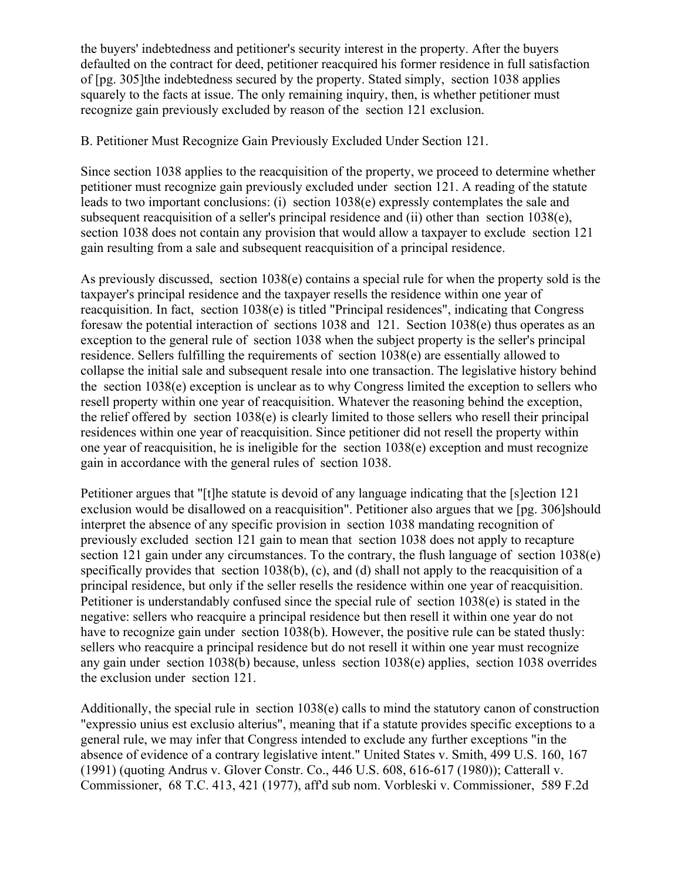the buyers' indebtedness and petitioner's security interest in the property. After the buyers defaulted on the contract for deed, petitioner reacquired his former residence in full satisfaction of [pg. 305]the indebtedness secured by the property. Stated simply, section 1038 applies squarely to the facts at issue. The only remaining inquiry, then, is whether petitioner must recognize gain previously excluded by reason of the section 121 exclusion.

B. Petitioner Must Recognize Gain Previously Excluded Under Section 121.

Since section 1038 applies to the reacquisition of the property, we proceed to determine whether petitioner must recognize gain previously excluded under section 121. A reading of the statute leads to two important conclusions: (i) section 1038(e) expressly contemplates the sale and subsequent reacquisition of a seller's principal residence and (ii) other than section 1038(e), section 1038 does not contain any provision that would allow a taxpayer to exclude section 121 gain resulting from a sale and subsequent reacquisition of a principal residence.

As previously discussed, section 1038(e) contains a special rule for when the property sold is the taxpayer's principal residence and the taxpayer resells the residence within one year of reacquisition. In fact, section 1038(e) is titled "Principal residences", indicating that Congress foresaw the potential interaction of sections 1038 and 121. Section 1038(e) thus operates as an exception to the general rule of section 1038 when the subject property is the seller's principal residence. Sellers fulfilling the requirements of section 1038(e) are essentially allowed to collapse the initial sale and subsequent resale into one transaction. The legislative history behind the section 1038(e) exception is unclear as to why Congress limited the exception to sellers who resell property within one year of reacquisition. Whatever the reasoning behind the exception, the relief offered by section 1038(e) is clearly limited to those sellers who resell their principal residences within one year of reacquisition. Since petitioner did not resell the property within one year of reacquisition, he is ineligible for the section 1038(e) exception and must recognize gain in accordance with the general rules of section 1038.

Petitioner argues that "[t]he statute is devoid of any language indicating that the [s]ection 121 exclusion would be disallowed on a reacquisition". Petitioner also argues that we [pg. 306]should interpret the absence of any specific provision in section 1038 mandating recognition of previously excluded section 121 gain to mean that section 1038 does not apply to recapture section 121 gain under any circumstances. To the contrary, the flush language of section 1038(e) specifically provides that section 1038(b), (c), and (d) shall not apply to the reacquisition of a principal residence, but only if the seller resells the residence within one year of reacquisition. Petitioner is understandably confused since the special rule of section 1038(e) is stated in the negative: sellers who reacquire a principal residence but then resell it within one year do not have to recognize gain under section 1038(b). However, the positive rule can be stated thusly: sellers who reacquire a principal residence but do not resell it within one year must recognize any gain under section 1038(b) because, unless section 1038(e) applies, section 1038 overrides the exclusion under section 121.

Additionally, the special rule in section 1038(e) calls to mind the statutory canon of construction "expressio unius est exclusio alterius", meaning that if a statute provides specific exceptions to a general rule, we may infer that Congress intended to exclude any further exceptions "in the absence of evidence of a contrary legislative intent." United States v. Smith, 499 U.S. 160, 167 (1991) (quoting Andrus v. Glover Constr. Co., 446 U.S. 608, 616-617 (1980)); Catterall v. Commissioner, 68 T.C. 413, 421 (1977), aff'd sub nom. Vorbleski v. Commissioner, 589 F.2d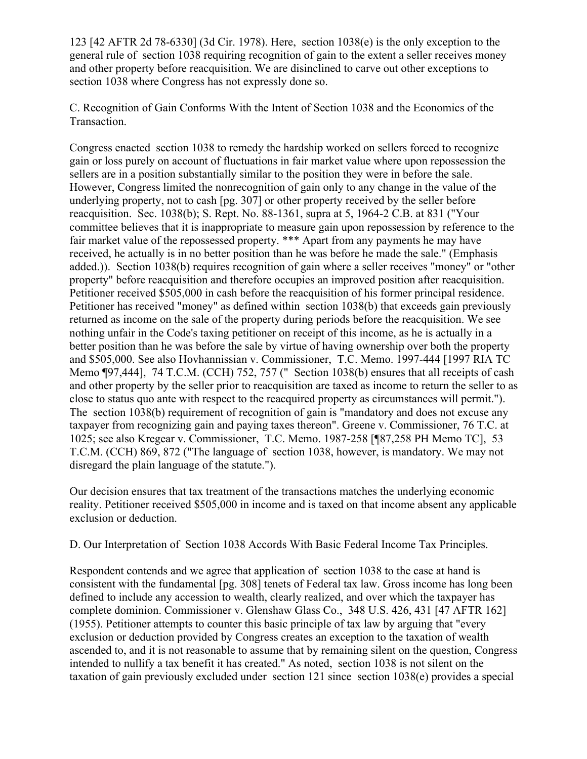123 [42 AFTR 2d 78-6330] (3d Cir. 1978). Here, section 1038(e) is the only exception to the general rule of section 1038 requiring recognition of gain to the extent a seller receives money and other property before reacquisition. We are disinclined to carve out other exceptions to section 1038 where Congress has not expressly done so.

C. Recognition of Gain Conforms With the Intent of Section 1038 and the Economics of the Transaction.

Congress enacted section 1038 to remedy the hardship worked on sellers forced to recognize gain or loss purely on account of fluctuations in fair market value where upon repossession the sellers are in a position substantially similar to the position they were in before the sale. However, Congress limited the nonrecognition of gain only to any change in the value of the underlying property, not to cash [pg. 307] or other property received by the seller before reacquisition. Sec. 1038(b); S. Rept. No. 88-1361, supra at 5, 1964-2 C.B. at 831 ("Your committee believes that it is inappropriate to measure gain upon repossession by reference to the fair market value of the repossessed property. *** Apart from any payments he may have received, he actually is in no better position than he was before he made the sale." (Emphasis added.)). Section 1038(b) requires recognition of gain where a seller receives "money" or "other property" before reacquisition and therefore occupies an improved position after reacquisition. Petitioner received $505,000 in cash before the reacquisition of his former principal residence. Petitioner has received "money" as defined within section 1038(b) that exceeds gain previously returned as income on the sale of the property during periods before the reacquisition. We see nothing unfair in the Code's taxing petitioner on receipt of this income, as he is actually in a better position than he was before the sale by virtue of having ownership over both the property and $505,000. See also Hovhannissian v. Commissioner, T.C. Memo. 1997-444 [1997 RIA TC Memo ¶97,444], 74 T.C.M. (CCH) 752, 757 (" Section 1038(b) ensures that all receipts of cash and other property by the seller prior to reacquisition are taxed as income to return the seller to as close to status quo ante with respect to the reacquired property as circumstances will permit."). The section 1038(b) requirement of recognition of gain is "mandatory and does not excuse any taxpayer from recognizing gain and paying taxes thereon". Greene v. Commissioner, 76 T.C. at 1025; see also Kregear v. Commissioner, T.C. Memo. 1987-258 [¶87,258 PH Memo TC], 53 T.C.M. (CCH) 869, 872 ("The language of section 1038, however, is mandatory. We may not disregard the plain language of the statute.").

Our decision ensures that tax treatment of the transactions matches the underlying economic reality. Petitioner received $505,000 in income and is taxed on that income absent any applicable exclusion or deduction.

D. Our Interpretation of Section 1038 Accords With Basic Federal Income Tax Principles.

Respondent contends and we agree that application of section 1038 to the case at hand is consistent with the fundamental [pg. 308] tenets of Federal tax law. Gross income has long been defined to include any accession to wealth, clearly realized, and over which the taxpayer has complete dominion. Commissioner v. Glenshaw Glass Co., 348 U.S. 426, 431 [47 AFTR 162] (1955). Petitioner attempts to counter this basic principle of tax law by arguing that "every exclusion or deduction provided by Congress creates an exception to the taxation of wealth ascended to, and it is not reasonable to assume that by remaining silent on the question, Congress intended to nullify a tax benefit it has created." As noted, section 1038 is not silent on the taxation of gain previously excluded under section 121 since section 1038(e) provides a special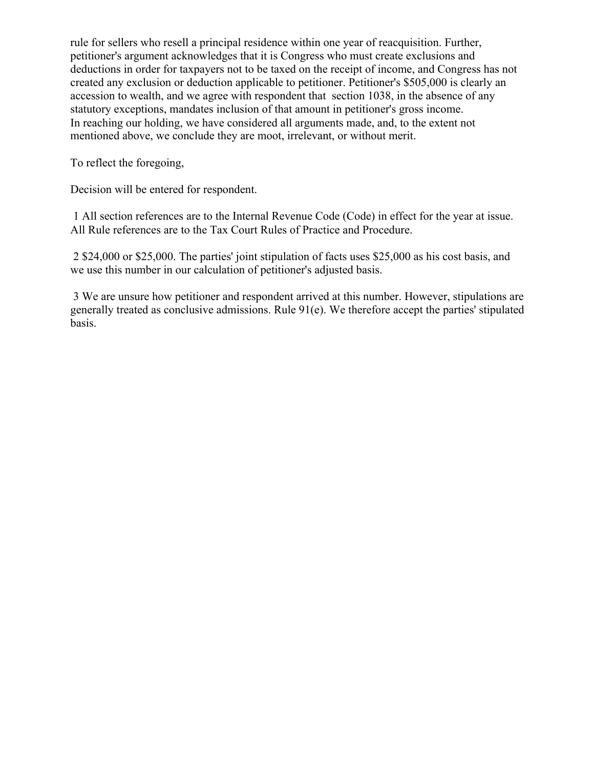rule for sellers who resell a principal residence within one year of reacquisition. Further, petitioner's argument acknowledges that it is Congress who must create exclusions and deductions in order for taxpayers not to be taxed on the receipt of income, and Congress has not created any exclusion or deduction applicable to petitioner. Petitioner's $505,000 is clearly an accession to wealth, and we agree with respondent that section 1038, in the absence of any statutory exceptions, mandates inclusion of that amount in petitioner's gross income.

In reaching our holding, we have considered all arguments made, and, to the extent not mentioned above, we conclude they are moot, irrelevant, or without merit.

To reflect the foregoing,

Decision will be entered for respondent.

1 All section references are to the Internal Revenue Code (Code) in effect for the year at issue. All Rule references are to the Tax Court Rules of Practice and Procedure.

2 $24,000 or $25,000. The parties' joint stipulation of facts uses $25,000 as his cost basis, and we use this number in our calculation of petitioner's adjusted basis.

3 We are unsure how petitioner and respondent arrived at this number. However, stipulations are generally treated as conclusive admissions. Rule 91(e). We therefore accept the parties' stipulated basis.